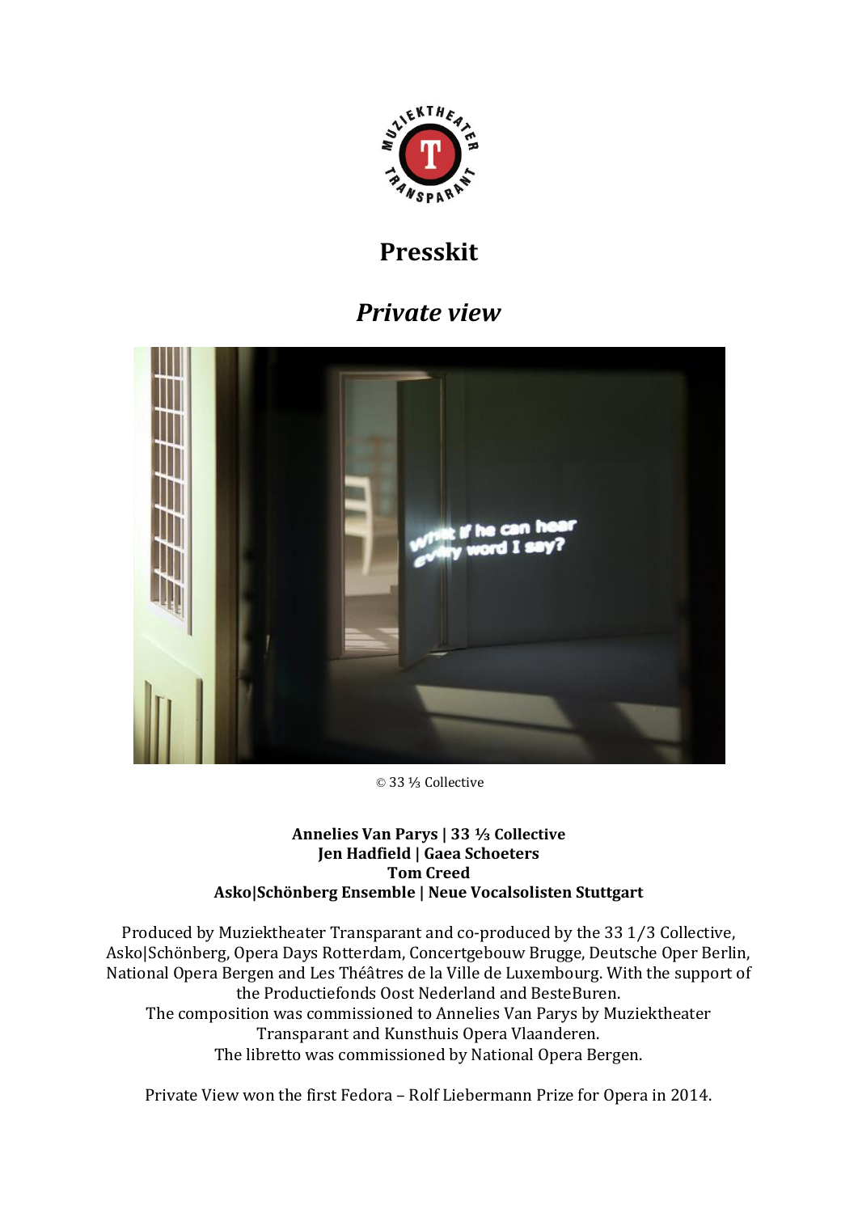# Presskit

## *Private view*

© 33 ⅓ Collective

**Annelies Van Parys | 33 ⅓ Collective**
**Jen Hadfield | Gaea Schoeters**
**Tom Creed**
**Asko|Schönberg Ensemble | Neue Vocalsolisten Stuttgart**

Produced by Muziektheater Transparant and co-produced by the 33 1/3 Collective, Asko|Schönberg, Opera Days Rotterdam, Concertgebouw Brugge, Deutsche Oper Berlin, National Opera Bergen and Les Théâtres de la Ville de Luxembourg. With the support of the Productiefonds Oost Nederland and BesteBuren.
The composition was commissioned to Annelies Van Parys by Muziektheater Transparant and Kunsthuis Opera Vlaanderen.
The libretto was commissioned by National Opera Bergen.

Private View won the first Fedora – Rolf Liebermann Prize for Opera in 2014.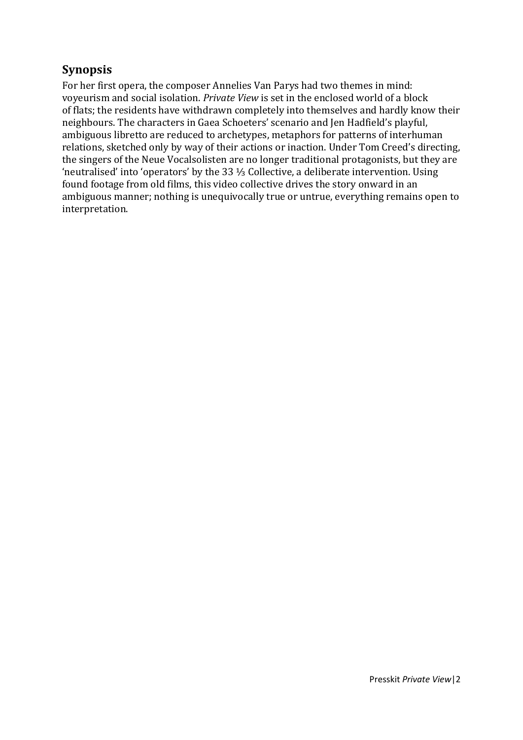## Synopsis

For her first opera, the composer Annelies Van Parys had two themes in mind: voyeurism and social isolation. *Private View* is set in the enclosed world of a block of flats; the residents have withdrawn completely into themselves and hardly know their neighbours. The characters in Gaea Schoeters' scenario and Jen Hadfield's playful, ambiguous libretto are reduced to archetypes, metaphors for patterns of interhuman relations, sketched only by way of their actions or inaction. Under Tom Creed's directing, the singers of the Neue Vocalsolisten are no longer traditional protagonists, but they are 'neutralised' into 'operators' by the 33 ⅓ Collective, a deliberate intervention. Using found footage from old films, this video collective drives the story onward in an ambiguous manner; nothing is unequivocally true or untrue, everything remains open to interpretation.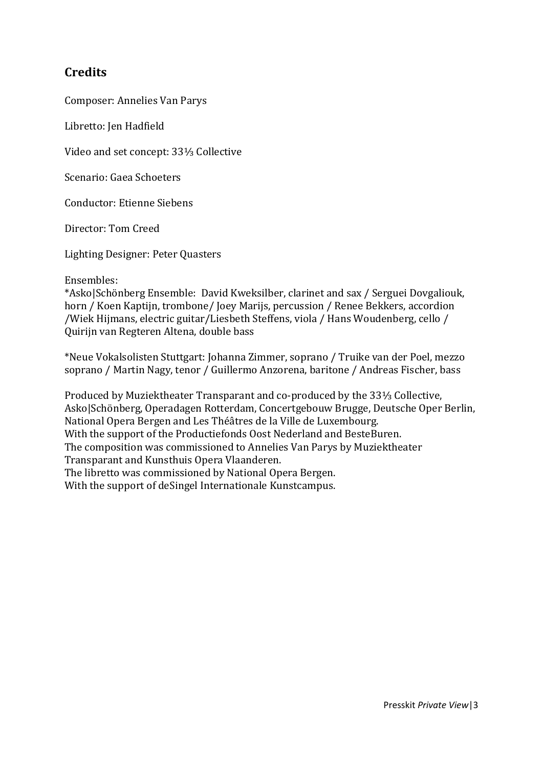## Credits

Composer: Annelies Van Parys

Libretto: Jen Hadfield

Video and set concept: 33⅓ Collective

Scenario: Gaea Schoeters

Conductor: Etienne Siebens

Director: Tom Creed

Lighting Designer: Peter Quasters

Ensembles:
*Asko|Schönberg Ensemble: David Kweksilber, clarinet and sax / Serguei Dovgaliouk, horn / Koen Kaptijn, trombone/ Joey Marijs, percussion / Renee Bekkers, accordion /Wiek Hijmans, electric guitar/Liesbeth Steffens, viola / Hans Woudenberg, cello / Quirijn van Regteren Altena, double bass

*Neue Vokalsolisten Stuttgart: Johanna Zimmer, soprano / Truike van der Poel, mezzo soprano / Martin Nagy, tenor / Guillermo Anzorena, baritone / Andreas Fischer, bass

Produced by Muziektheater Transparant and co-produced by the 33⅓ Collective, Asko|Schönberg, Operadagen Rotterdam, Concertgebouw Brugge, Deutsche Oper Berlin, National Opera Bergen and Les Théâtres de la Ville de Luxembourg.
With the support of the Productiefonds Oost Nederland and BesteBuren.
The composition was commissioned to Annelies Van Parys by Muziektheater Transparant and Kunsthuis Opera Vlaanderen.
The libretto was commissioned by National Opera Bergen.
With the support of deSingel Internationale Kunstcampus.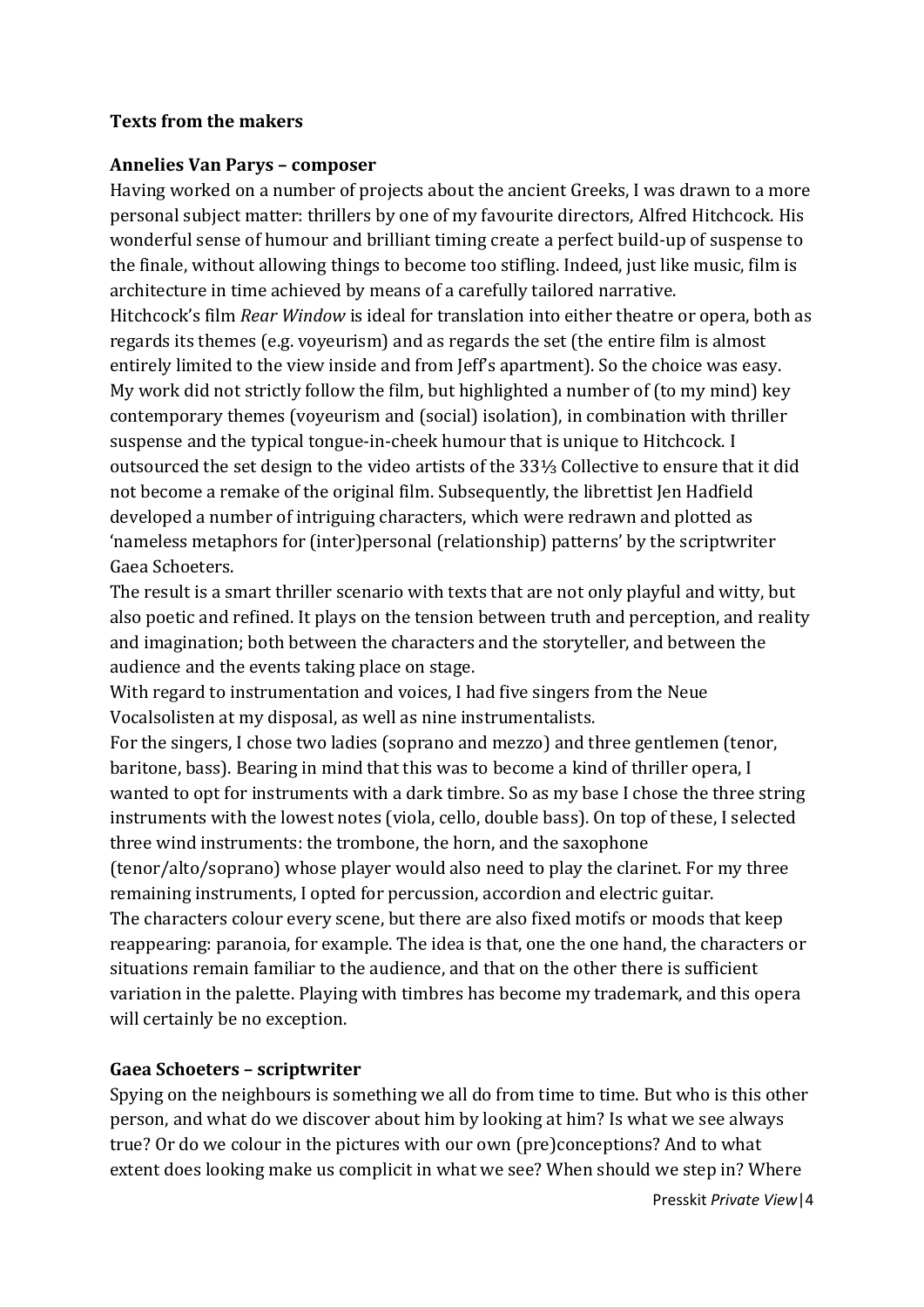**Texts from the makers**

**Annelies Van Parys – composer**

Having worked on a number of projects about the ancient Greeks, I was drawn to a more personal subject matter: thrillers by one of my favourite directors, Alfred Hitchcock. His wonderful sense of humour and brilliant timing create a perfect build-up of suspense to the finale, without allowing things to become too stifling. Indeed, just like music, film is architecture in time achieved by means of a carefully tailored narrative.

Hitchcock's film *Rear Window* is ideal for translation into either theatre or opera, both as regards its themes (e.g. voyeurism) and as regards the set (the entire film is almost entirely limited to the view inside and from Jeff's apartment). So the choice was easy.

My work did not strictly follow the film, but highlighted a number of (to my mind) key contemporary themes (voyeurism and (social) isolation), in combination with thriller suspense and the typical tongue-in-cheek humour that is unique to Hitchcock. I outsourced the set design to the video artists of the 33⅓ Collective to ensure that it did not become a remake of the original film. Subsequently, the librettist Jen Hadfield developed a number of intriguing characters, which were redrawn and plotted as 'nameless metaphors for (inter)personal (relationship) patterns' by the scriptwriter Gaea Schoeters.

The result is a smart thriller scenario with texts that are not only playful and witty, but also poetic and refined. It plays on the tension between truth and perception, and reality and imagination; both between the characters and the storyteller, and between the audience and the events taking place on stage.

With regard to instrumentation and voices, I had five singers from the Neue Vocalsolisten at my disposal, as well as nine instrumentalists.

For the singers, I chose two ladies (soprano and mezzo) and three gentlemen (tenor, baritone, bass). Bearing in mind that this was to become a kind of thriller opera, I wanted to opt for instruments with a dark timbre. So as my base I chose the three string instruments with the lowest notes (viola, cello, double bass). On top of these, I selected three wind instruments: the trombone, the horn, and the saxophone (tenor/alto/soprano) whose player would also need to play the clarinet. For my three remaining instruments, I opted for percussion, accordion and electric guitar.

The characters colour every scene, but there are also fixed motifs or moods that keep reappearing: paranoia, for example. The idea is that, one the one hand, the characters or situations remain familiar to the audience, and that on the other there is sufficient variation in the palette. Playing with timbres has become my trademark, and this opera will certainly be no exception.

**Gaea Schoeters – scriptwriter**

Spying on the neighbours is something we all do from time to time. But who is this other person, and what do we discover about him by looking at him? Is what we see always true? Or do we colour in the pictures with our own (pre)conceptions? And to what extent does looking make us complicit in what we see? When should we step in? Where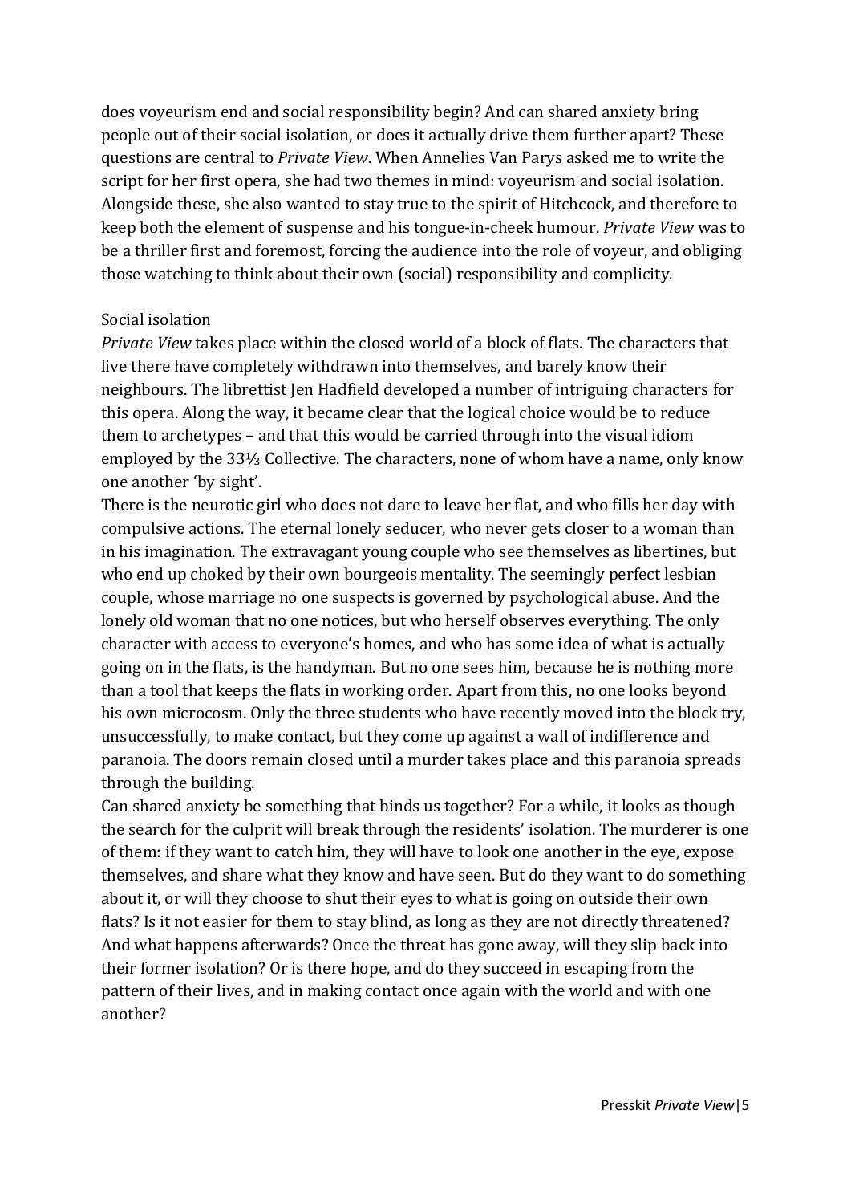does voyeurism end and social responsibility begin? And can shared anxiety bring people out of their social isolation, or does it actually drive them further apart? These questions are central to *Private View*. When Annelies Van Parys asked me to write the script for her first opera, she had two themes in mind: voyeurism and social isolation. Alongside these, she also wanted to stay true to the spirit of Hitchcock, and therefore to keep both the element of suspense and his tongue-in-cheek humour. *Private View* was to be a thriller first and foremost, forcing the audience into the role of voyeur, and obliging those watching to think about their own (social) responsibility and complicity.

Social isolation

*Private View* takes place within the closed world of a block of flats. The characters that live there have completely withdrawn into themselves, and barely know their neighbours. The librettist Jen Hadfield developed a number of intriguing characters for this opera. Along the way, it became clear that the logical choice would be to reduce them to archetypes – and that this would be carried through into the visual idiom employed by the 33⅓ Collective. The characters, none of whom have a name, only know one another 'by sight'.

There is the neurotic girl who does not dare to leave her flat, and who fills her day with compulsive actions. The eternal lonely seducer, who never gets closer to a woman than in his imagination. The extravagant young couple who see themselves as libertines, but who end up choked by their own bourgeois mentality. The seemingly perfect lesbian couple, whose marriage no one suspects is governed by psychological abuse. And the lonely old woman that no one notices, but who herself observes everything. The only character with access to everyone's homes, and who has some idea of what is actually going on in the flats, is the handyman. But no one sees him, because he is nothing more than a tool that keeps the flats in working order. Apart from this, no one looks beyond his own microcosm. Only the three students who have recently moved into the block try, unsuccessfully, to make contact, but they come up against a wall of indifference and paranoia. The doors remain closed until a murder takes place and this paranoia spreads through the building.

Can shared anxiety be something that binds us together? For a while, it looks as though the search for the culprit will break through the residents' isolation. The murderer is one of them: if they want to catch him, they will have to look one another in the eye, expose themselves, and share what they know and have seen. But do they want to do something about it, or will they choose to shut their eyes to what is going on outside their own flats? Is it not easier for them to stay blind, as long as they are not directly threatened? And what happens afterwards? Once the threat has gone away, will they slip back into their former isolation? Or is there hope, and do they succeed in escaping from the pattern of their lives, and in making contact once again with the world and with one another?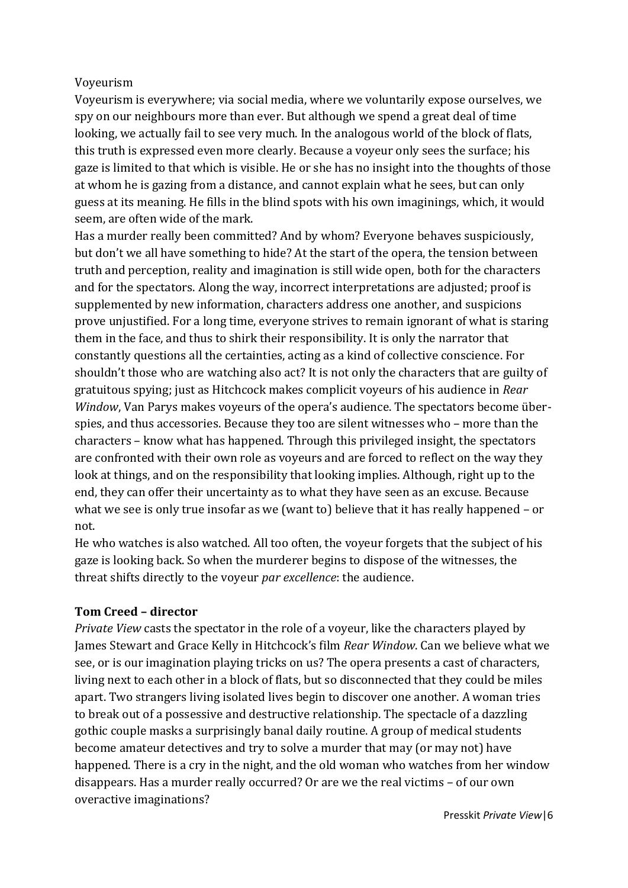Voyeurism

Voyeurism is everywhere; via social media, where we voluntarily expose ourselves, we spy on our neighbours more than ever. But although we spend a great deal of time looking, we actually fail to see very much. In the analogous world of the block of flats, this truth is expressed even more clearly. Because a voyeur only sees the surface; his gaze is limited to that which is visible. He or she has no insight into the thoughts of those at whom he is gazing from a distance, and cannot explain what he sees, but can only guess at its meaning. He fills in the blind spots with his own imaginings, which, it would seem, are often wide of the mark.

Has a murder really been committed? And by whom? Everyone behaves suspiciously, but don't we all have something to hide? At the start of the opera, the tension between truth and perception, reality and imagination is still wide open, both for the characters and for the spectators. Along the way, incorrect interpretations are adjusted; proof is supplemented by new information, characters address one another, and suspicions prove unjustified. For a long time, everyone strives to remain ignorant of what is staring them in the face, and thus to shirk their responsibility. It is only the narrator that constantly questions all the certainties, acting as a kind of collective conscience. For shouldn't those who are watching also act? It is not only the characters that are guilty of gratuitous spying; just as Hitchcock makes complicit voyeurs of his audience in *Rear Window*, Van Parys makes voyeurs of the opera's audience. The spectators become über-spies, and thus accessories. Because they too are silent witnesses who – more than the characters – know what has happened. Through this privileged insight, the spectators are confronted with their own role as voyeurs and are forced to reflect on the way they look at things, and on the responsibility that looking implies. Although, right up to the end, they can offer their uncertainty as to what they have seen as an excuse. Because what we see is only true insofar as we (want to) believe that it has really happened – or not.

He who watches is also watched. All too often, the voyeur forgets that the subject of his gaze is looking back. So when the murderer begins to dispose of the witnesses, the threat shifts directly to the voyeur *par excellence*: the audience.

**Tom Creed – director**

*Private View* casts the spectator in the role of a voyeur, like the characters played by James Stewart and Grace Kelly in Hitchcock's film *Rear Window*. Can we believe what we see, or is our imagination playing tricks on us? The opera presents a cast of characters, living next to each other in a block of flats, but so disconnected that they could be miles apart. Two strangers living isolated lives begin to discover one another. A woman tries to break out of a possessive and destructive relationship. The spectacle of a dazzling gothic couple masks a surprisingly banal daily routine. A group of medical students become amateur detectives and try to solve a murder that may (or may not) have happened. There is a cry in the night, and the old woman who watches from her window disappears. Has a murder really occurred? Or are we the real victims – of our own overactive imaginations?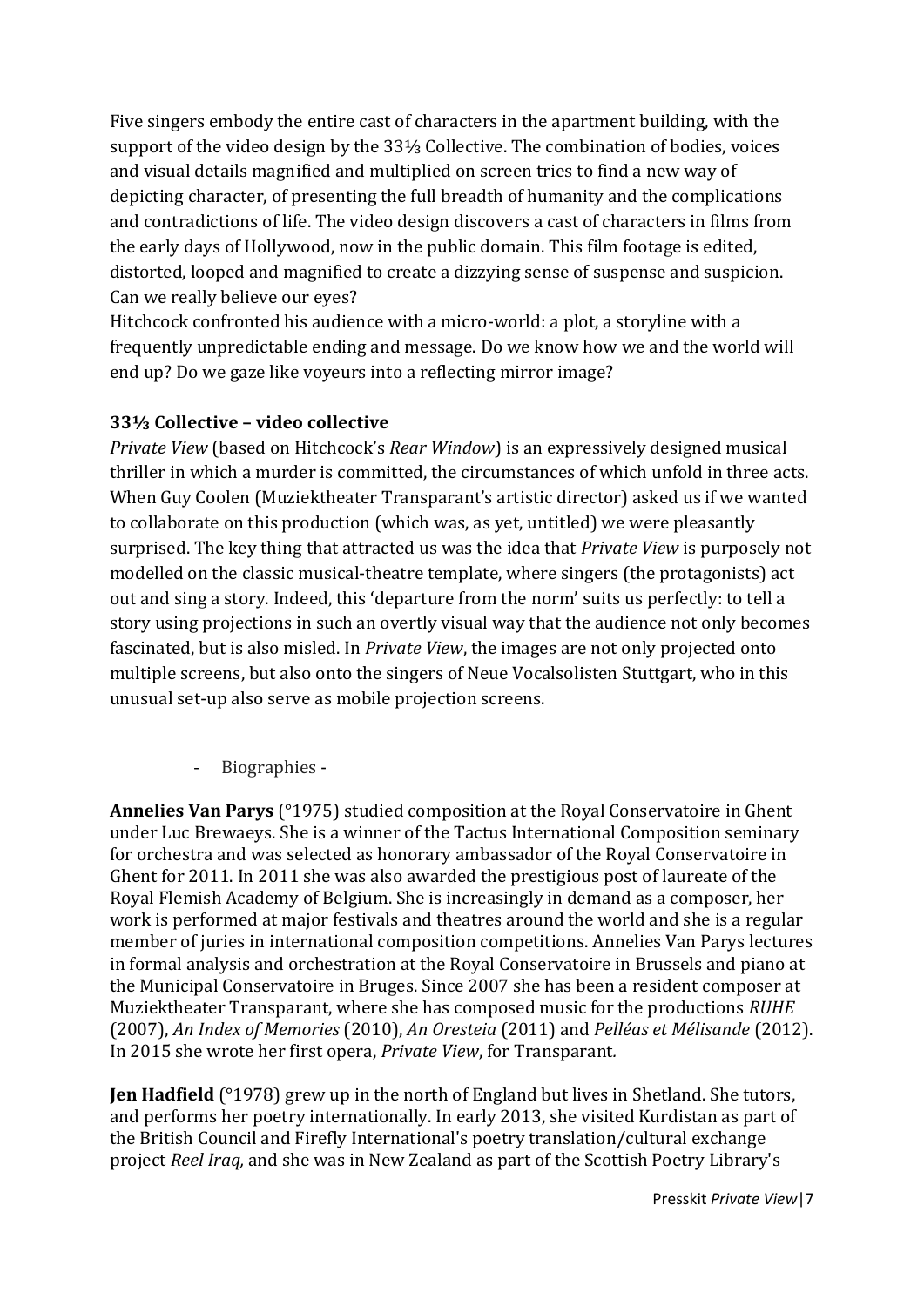Five singers embody the entire cast of characters in the apartment building, with the support of the video design by the 33⅓ Collective. The combination of bodies, voices and visual details magnified and multiplied on screen tries to find a new way of depicting character, of presenting the full breadth of humanity and the complications and contradictions of life. The video design discovers a cast of characters in films from the early days of Hollywood, now in the public domain. This film footage is edited, distorted, looped and magnified to create a dizzying sense of suspense and suspicion. Can we really believe our eyes?
Hitchcock confronted his audience with a micro-world: a plot, a storyline with a frequently unpredictable ending and message. Do we know how we and the world will end up? Do we gaze like voyeurs into a reflecting mirror image?

**33⅓ Collective – video collective**
*Private View* (based on Hitchcock's *Rear Window*) is an expressively designed musical thriller in which a murder is committed, the circumstances of which unfold in three acts. When Guy Coolen (Muziektheater Transparant's artistic director) asked us if we wanted to collaborate on this production (which was, as yet, untitled) we were pleasantly surprised. The key thing that attracted us was the idea that *Private View* is purposely not modelled on the classic musical-theatre template, where singers (the protagonists) act out and sing a story. Indeed, this 'departure from the norm' suits us perfectly: to tell a story using projections in such an overtly visual way that the audience not only becomes fascinated, but is also misled. In *Private View*, the images are not only projected onto multiple screens, but also onto the singers of Neue Vocalsolisten Stuttgart, who in this unusual set-up also serve as mobile projection screens.

- Biographies -

**Annelies Van Parys** (°1975) studied composition at the Royal Conservatoire in Ghent under Luc Brewaeys. She is a winner of the Tactus International Composition seminary for orchestra and was selected as honorary ambassador of the Royal Conservatoire in Ghent for 2011. In 2011 she was also awarded the prestigious post of laureate of the Royal Flemish Academy of Belgium. She is increasingly in demand as a composer, her work is performed at major festivals and theatres around the world and she is a regular member of juries in international composition competitions. Annelies Van Parys lectures in formal analysis and orchestration at the Royal Conservatoire in Brussels and piano at the Municipal Conservatoire in Bruges. Since 2007 she has been a resident composer at Muziektheater Transparant, where she has composed music for the productions *RUHE* (2007), *An Index of Memories* (2010), *An Oresteia* (2011) and *Pelléas et Mélisande* (2012). In 2015 she wrote her first opera, *Private View*, for Transparant.

**Jen Hadfield** (°1978) grew up in the north of England but lives in Shetland. She tutors, and performs her poetry internationally. In early 2013, she visited Kurdistan as part of the British Council and Firefly International's poetry translation/cultural exchange project *Reel Iraq*, and she was in New Zealand as part of the Scottish Poetry Library's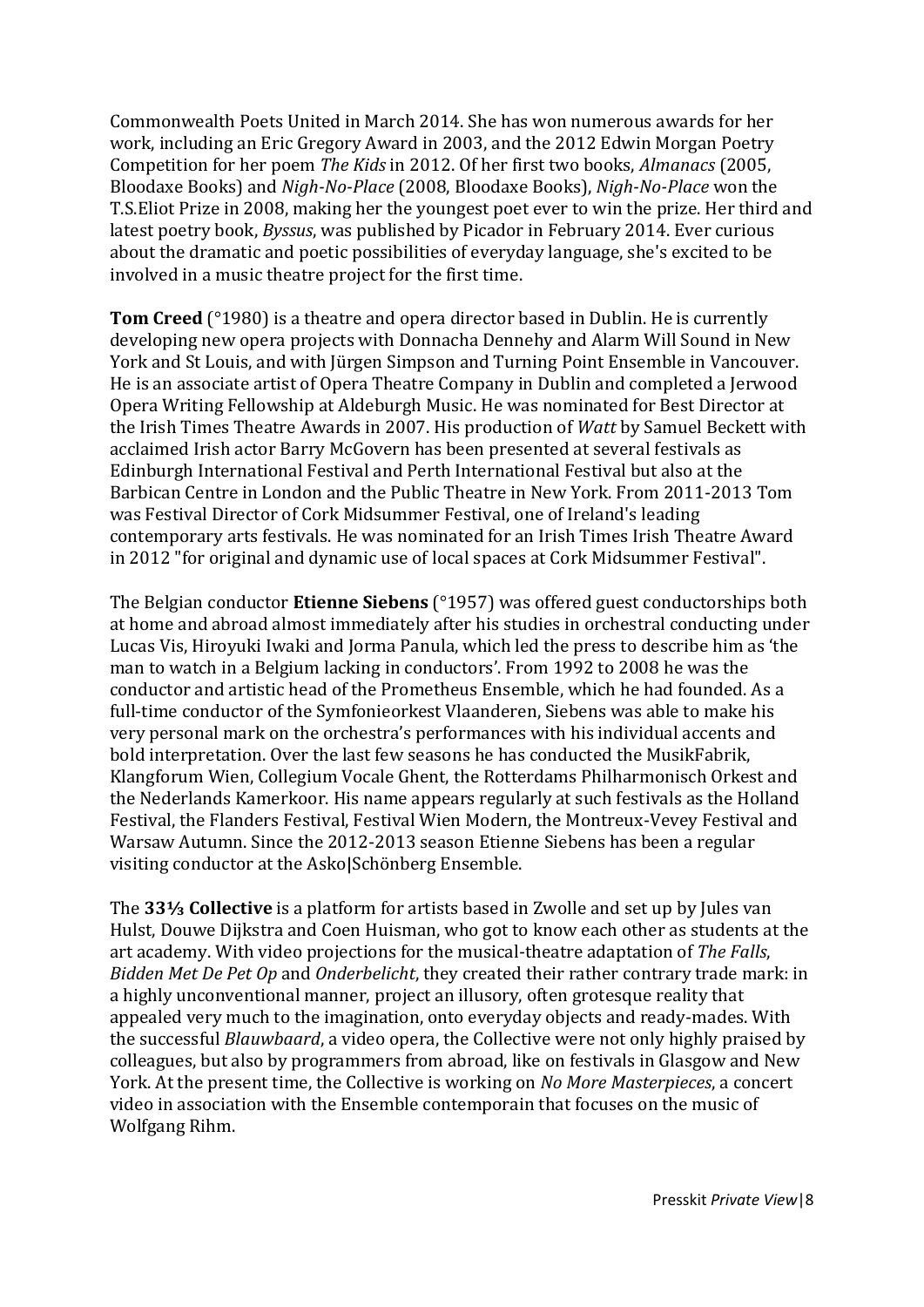Commonwealth Poets United in March 2014. She has won numerous awards for her work, including an Eric Gregory Award in 2003, and the 2012 Edwin Morgan Poetry Competition for her poem *The Kids* in 2012. Of her first two books, *Almanacs* (2005, Bloodaxe Books) and *Nigh-No-Place* (2008, Bloodaxe Books), *Nigh-No-Place* won the T.S.Eliot Prize in 2008, making her the youngest poet ever to win the prize. Her third and latest poetry book, *Byssus*, was published by Picador in February 2014. Ever curious about the dramatic and poetic possibilities of everyday language, she's excited to be involved in a music theatre project for the first time.

**Tom Creed** (°1980) is a theatre and opera director based in Dublin. He is currently developing new opera projects with Donnacha Dennehy and Alarm Will Sound in New York and St Louis, and with Jürgen Simpson and Turning Point Ensemble in Vancouver. He is an associate artist of Opera Theatre Company in Dublin and completed a Jerwood Opera Writing Fellowship at Aldeburgh Music. He was nominated for Best Director at the Irish Times Theatre Awards in 2007. His production of *Watt* by Samuel Beckett with acclaimed Irish actor Barry McGovern has been presented at several festivals as Edinburgh International Festival and Perth International Festival but also at the Barbican Centre in London and the Public Theatre in New York. From 2011-2013 Tom was Festival Director of Cork Midsummer Festival, one of Ireland's leading contemporary arts festivals. He was nominated for an Irish Times Irish Theatre Award in 2012 "for original and dynamic use of local spaces at Cork Midsummer Festival".

The Belgian conductor **Etienne Siebens** (°1957) was offered guest conductorships both at home and abroad almost immediately after his studies in orchestral conducting under Lucas Vis, Hiroyuki Iwaki and Jorma Panula, which led the press to describe him as 'the man to watch in a Belgium lacking in conductors'. From 1992 to 2008 he was the conductor and artistic head of the Prometheus Ensemble, which he had founded. As a full-time conductor of the Symfonieorkest Vlaanderen, Siebens was able to make his very personal mark on the orchestra's performances with his individual accents and bold interpretation. Over the last few seasons he has conducted the MusikFabrik, Klangforum Wien, Collegium Vocale Ghent, the Rotterdams Philharmonisch Orkest and the Nederlands Kamerkoor. His name appears regularly at such festivals as the Holland Festival, the Flanders Festival, Festival Wien Modern, the Montreux-Vevey Festival and Warsaw Autumn. Since the 2012-2013 season Etienne Siebens has been a regular visiting conductor at the Asko|Schönberg Ensemble.

The **33⅓ Collective** is a platform for artists based in Zwolle and set up by Jules van Hulst, Douwe Dijkstra and Coen Huisman, who got to know each other as students at the art academy. With video projections for the musical-theatre adaptation of *The Falls*, *Bidden Met De Pet Op* and *Onderbelicht*, they created their rather contrary trade mark: in a highly unconventional manner, project an illusory, often grotesque reality that appealed very much to the imagination, onto everyday objects and ready-mades. With the successful *Blauwbaard*, a video opera, the Collective were not only highly praised by colleagues, but also by programmers from abroad, like on festivals in Glasgow and New York. At the present time, the Collective is working on *No More Masterpieces*, a concert video in association with the Ensemble contemporain that focuses on the music of Wolfgang Rihm.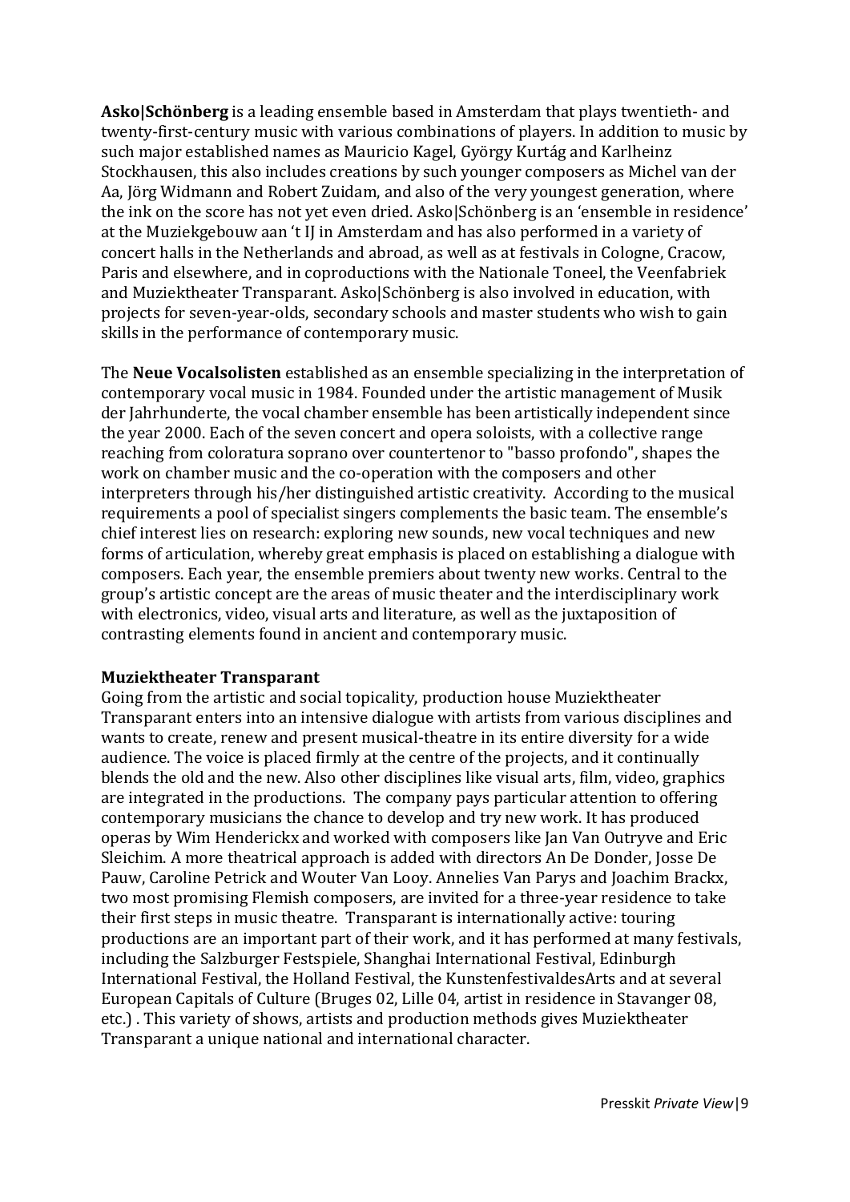**Asko|Schönberg** is a leading ensemble based in Amsterdam that plays twentieth- and twenty-first-century music with various combinations of players. In addition to music by such major established names as Mauricio Kagel, György Kurtág and Karlheinz Stockhausen, this also includes creations by such younger composers as Michel van der Aa, Jörg Widmann and Robert Zuidam, and also of the very youngest generation, where the ink on the score has not yet even dried. Asko|Schönberg is an 'ensemble in residence' at the Muziekgebouw aan 't IJ in Amsterdam and has also performed in a variety of concert halls in the Netherlands and abroad, as well as at festivals in Cologne, Cracow, Paris and elsewhere, and in coproductions with the Nationale Toneel, the Veenfabriek and Muziektheater Transparant. Asko|Schönberg is also involved in education, with projects for seven-year-olds, secondary schools and master students who wish to gain skills in the performance of contemporary music.

The **Neue Vocalsolisten** established as an ensemble specializing in the interpretation of contemporary vocal music in 1984. Founded under the artistic management of Musik der Jahrhunderte, the vocal chamber ensemble has been artistically independent since the year 2000. Each of the seven concert and opera soloists, with a collective range reaching from coloratura soprano over countertenor to "basso profondo", shapes the work on chamber music and the co-operation with the composers and other interpreters through his/her distinguished artistic creativity. According to the musical requirements a pool of specialist singers complements the basic team. The ensemble's chief interest lies on research: exploring new sounds, new vocal techniques and new forms of articulation, whereby great emphasis is placed on establishing a dialogue with composers. Each year, the ensemble premiers about twenty new works. Central to the group's artistic concept are the areas of music theater and the interdisciplinary work with electronics, video, visual arts and literature, as well as the juxtaposition of contrasting elements found in ancient and contemporary music.

**Muziektheater Transparant**

Going from the artistic and social topicality, production house Muziektheater Transparant enters into an intensive dialogue with artists from various disciplines and wants to create, renew and present musical-theatre in its entire diversity for a wide audience. The voice is placed firmly at the centre of the projects, and it continually blends the old and the new. Also other disciplines like visual arts, film, video, graphics are integrated in the productions. The company pays particular attention to offering contemporary musicians the chance to develop and try new work. It has produced operas by Wim Henderickx and worked with composers like Jan Van Outryve and Eric Sleichim. A more theatrical approach is added with directors An De Donder, Josse De Pauw, Caroline Petrick and Wouter Van Looy. Annelies Van Parys and Joachim Brackx, two most promising Flemish composers, are invited for a three-year residence to take their first steps in music theatre. Transparant is internationally active: touring productions are an important part of their work, and it has performed at many festivals, including the Salzburger Festspiele, Shanghai International Festival, Edinburgh International Festival, the Holland Festival, the KunstenfestivaldesArts and at several European Capitals of Culture (Bruges 02, Lille 04, artist in residence in Stavanger 08, etc.) . This variety of shows, artists and production methods gives Muziektheater Transparant a unique national and international character.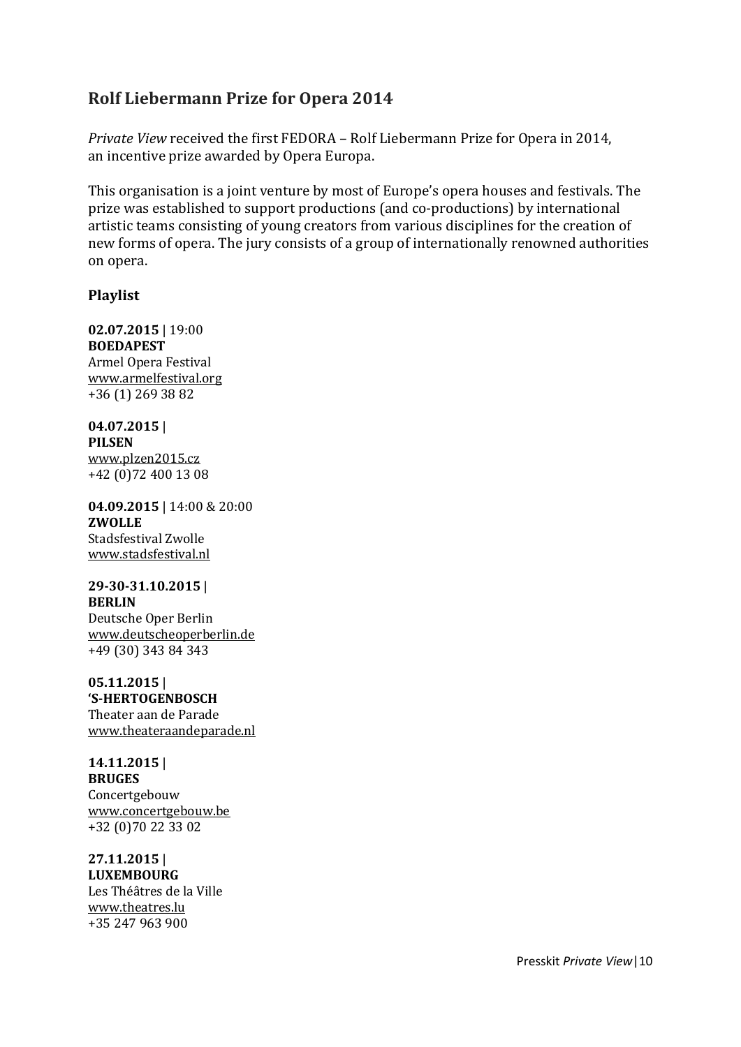## Rolf Liebermann Prize for Opera 2014

*Private View* received the first FEDORA – Rolf Liebermann Prize for Opera in 2014, an incentive prize awarded by Opera Europa.

This organisation is a joint venture by most of Europe's opera houses and festivals. The prize was established to support productions (and co-productions) by international artistic teams consisting of young creators from various disciplines for the creation of new forms of opera. The jury consists of a group of internationally renowned authorities on opera.

### Playlist

**02.07.2015 |** 19:00
**BOEDAPEST**
Armel Opera Festival
www.armelfestival.org
+36 (1) 269 38 82

**04.07.2015 |**
**PILSEN**
www.plzen2015.cz
+42 (0)72 400 13 08

**04.09.2015 |** 14:00 & 20:00
**ZWOLLE**
Stadsfestival Zwolle
www.stadsfestival.nl

**29-30-31.10.2015 |**
**BERLIN**
Deutsche Oper Berlin
www.deutscheoperberlin.de
+49 (30) 343 84 343

**05.11.2015 |**
**'S-HERTOGENBOSCH**
Theater aan de Parade
www.theateraandeparade.nl

**14.11.2015 |**
**BRUGES**
Concertgebouw
www.concertgebouw.be
+32 (0)70 22 33 02

**27.11.2015 |**
**LUXEMBOURG**
Les Théâtres de la Ville
www.theatres.lu
+35 247 963 900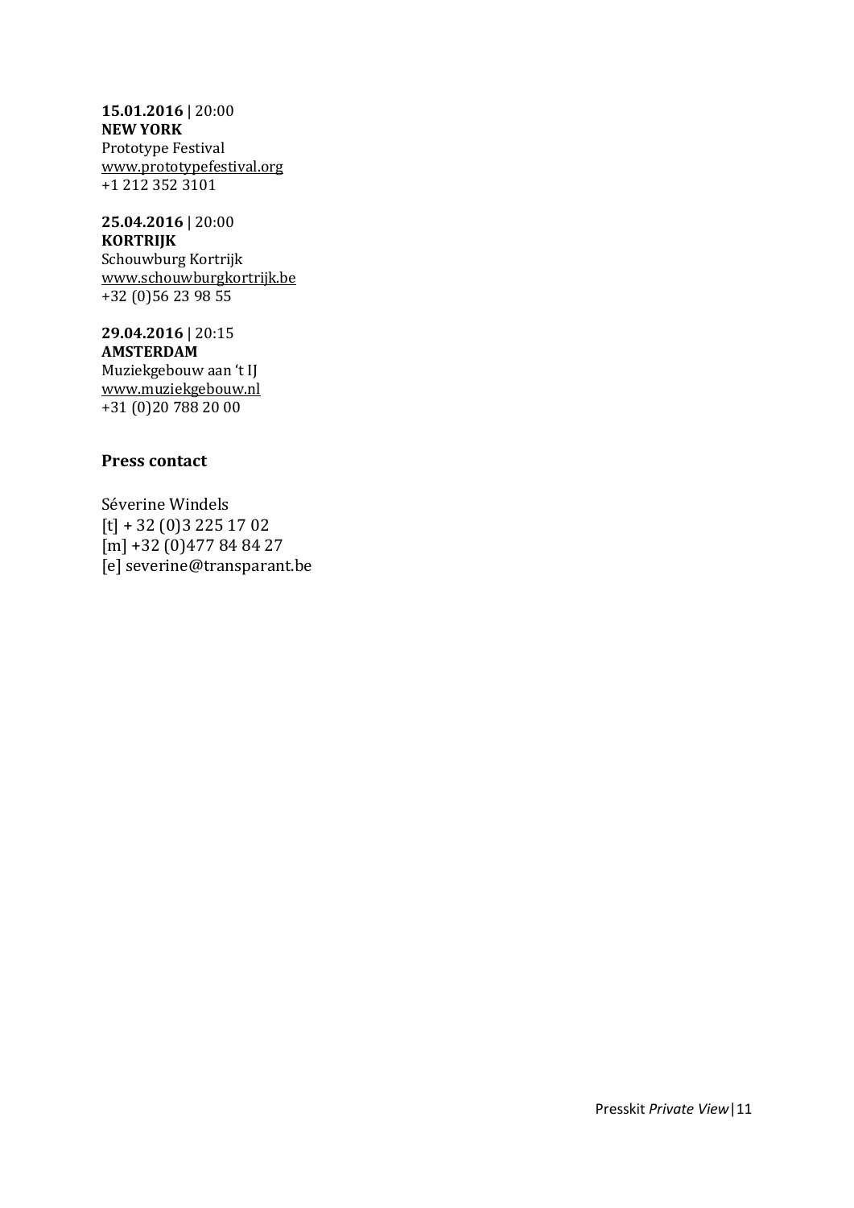**15.01.2016** | 20:00
**NEW YORK**
Prototype Festival
www.prototypefestival.org
+1 212 352 3101

**25.04.2016** | 20:00
**KORTRIJK**
Schouwburg Kortrijk
www.schouwburgkortrijk.be
+32 (0)56 23 98 55

**29.04.2016** | 20:15
**AMSTERDAM**
Muziekgebouw aan 't IJ
www.muziekgebouw.nl
+31 (0)20 788 20 00

## Press contact

Séverine Windels
[t] + 32 (0)3 225 17 02
[m] +32 (0)477 84 84 27
[e] severine@transparant.be